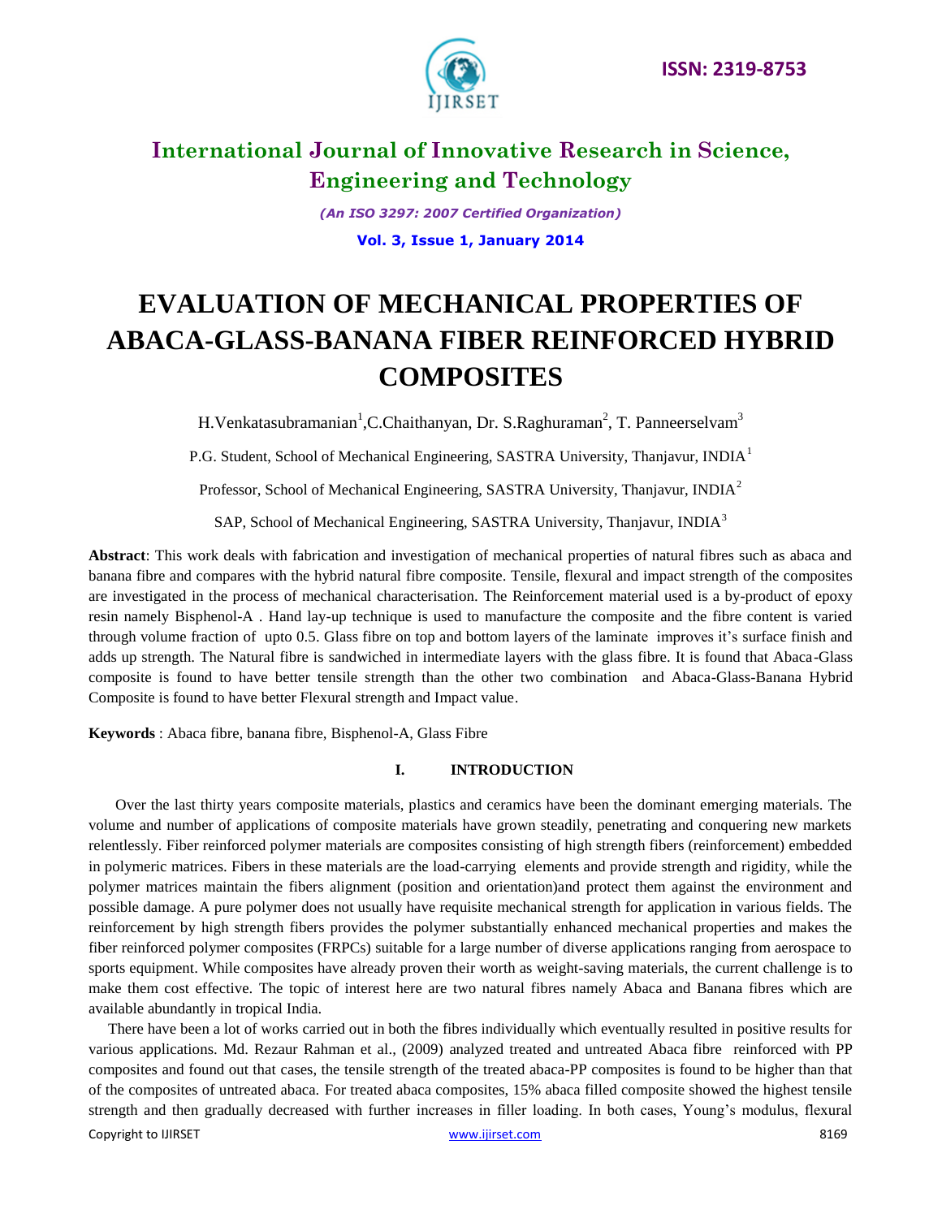# International Journal of Innovative Research in Science, Engineering and Technology

*(An ISO 3297: 2007 Certified Organization)*

**Vol. 3, Issue 1, January 2014**

# EVALUATION OF MECHANICAL PROPERTIES OF ABACA-GLASS-BANANA FIBER REINFORCED HYBRID COMPOSITES

H.Venkatasubramanian[1],C.Chaithanyan, Dr. S.Raghuraman[2], T. Panneerselvam[3]

P.G. Student, School of Mechanical Engineering, SASTRA University, Thanjavur, INDIA[1]

Professor, School of Mechanical Engineering, SASTRA University, Thanjavur, INDIA[2]

SAP, School of Mechanical Engineering, SASTRA University, Thanjavur, INDIA[3]

**Abstract**: This work deals with fabrication and investigation of mechanical properties of natural fibres such as abaca and banana fibre and compares with the hybrid natural fibre composite. Tensile, flexural and impact strength of the composites are investigated in the process of mechanical characterisation. The Reinforcement material used is a by-product of epoxy resin namely Bisphenol-A . Hand lay-up technique is used to manufacture the composite and the fibre content is varied through volume fraction of upto 0.5. Glass fibre on top and bottom layers of the laminate improves it's surface finish and adds up strength. The Natural fibre is sandwiched in intermediate layers with the glass fibre. It is found that Abaca-Glass composite is found to have better tensile strength than the other two combination and Abaca-Glass-Banana Hybrid Composite is found to have better Flexural strength and Impact value.

**Keywords** : Abaca fibre, banana fibre, Bisphenol-A, Glass Fibre

## I. INTRODUCTION

Over the last thirty years composite materials, plastics and ceramics have been the dominant emerging materials. The volume and number of applications of composite materials have grown steadily, penetrating and conquering new markets relentlessly. Fiber reinforced polymer materials are composites consisting of high strength fibers (reinforcement) embedded in polymeric matrices. Fibers in these materials are the load-carrying elements and provide strength and rigidity, while the polymer matrices maintain the fibers alignment (position and orientation)and protect them against the environment and possible damage. A pure polymer does not usually have requisite mechanical strength for application in various fields. The reinforcement by high strength fibers provides the polymer substantially enhanced mechanical properties and makes the fiber reinforced polymer composites (FRPCs) suitable for a large number of diverse applications ranging from aerospace to sports equipment. While composites have already proven their worth as weight-saving materials, the current challenge is to make them cost effective. The topic of interest here are two natural fibres namely Abaca and Banana fibres which are available abundantly in tropical India.

There have been a lot of works carried out in both the fibres individually which eventually resulted in positive results for various applications. Md. Rezaur Rahman et al., (2009) analyzed treated and untreated Abaca fibre reinforced with PP composites and found out that cases, the tensile strength of the treated abaca-PP composites is found to be higher than that of the composites of untreated abaca. For treated abaca composites, 15% abaca filled composite showed the highest tensile strength and then gradually decreased with further increases in filler loading. In both cases, Young's modulus, flexural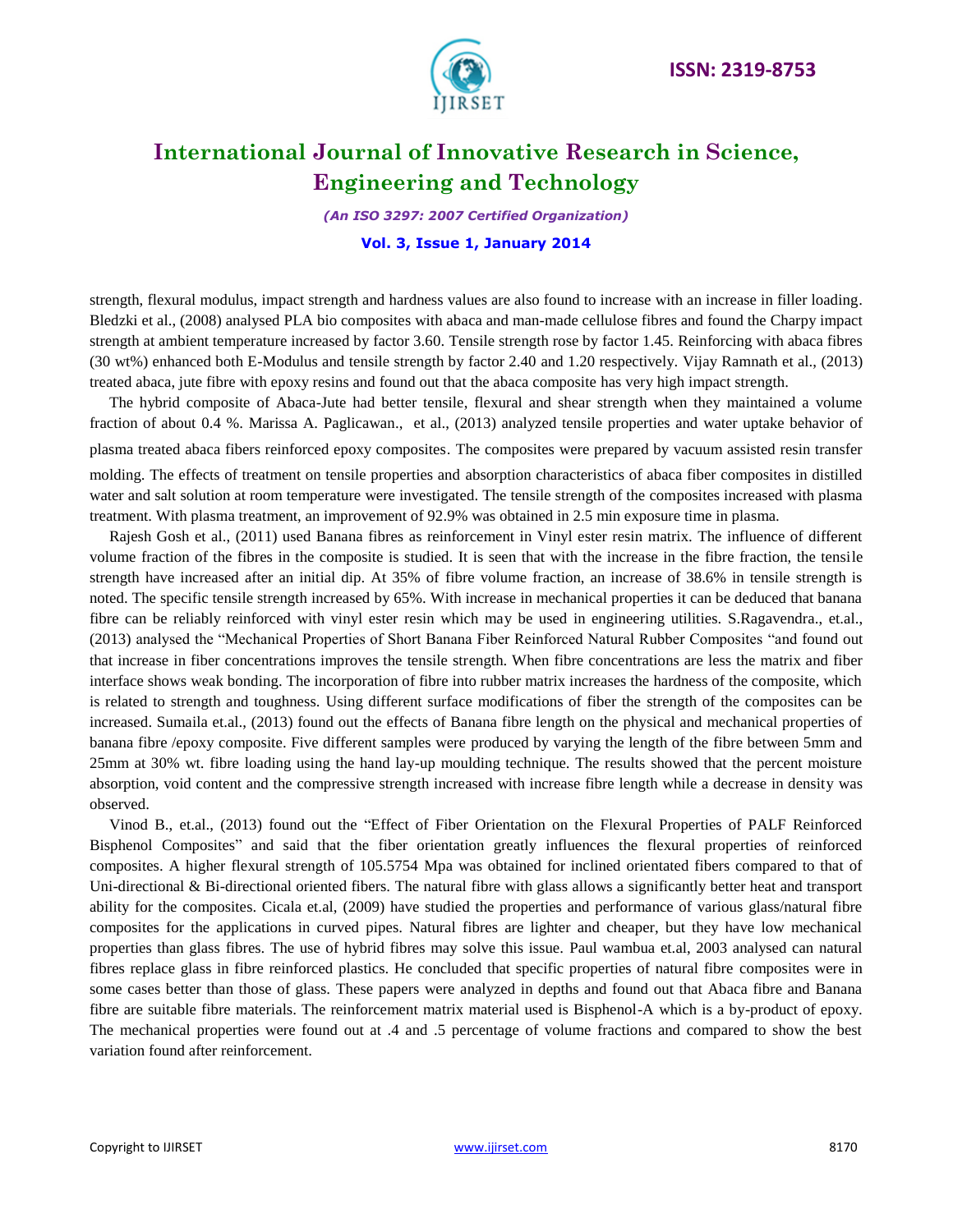strength, flexural modulus, impact strength and hardness values are also found to increase with an increase in filler loading. Bledzki et al., (2008) analysed PLA bio composites with abaca and man-made cellulose fibres and found the Charpy impact strength at ambient temperature increased by factor 3.60. Tensile strength rose by factor 1.45. Reinforcing with abaca fibres (30 wt%) enhanced both E-Modulus and tensile strength by factor 2.40 and 1.20 respectively. Vijay Ramnath et al., (2013) treated abaca, jute fibre with epoxy resins and found out that the abaca composite has very high impact strength.

The hybrid composite of Abaca-Jute had better tensile, flexural and shear strength when they maintained a volume fraction of about 0.4 %. Marissa A. Paglicawan., et al., (2013) analyzed tensile properties and water uptake behavior of plasma treated abaca fibers reinforced epoxy composites. The composites were prepared by vacuum assisted resin transfer molding. The effects of treatment on tensile properties and absorption characteristics of abaca fiber composites in distilled water and salt solution at room temperature were investigated. The tensile strength of the composites increased with plasma treatment. With plasma treatment, an improvement of 92.9% was obtained in 2.5 min exposure time in plasma.

Rajesh Gosh et al., (2011) used Banana fibres as reinforcement in Vinyl ester resin matrix. The influence of different volume fraction of the fibres in the composite is studied. It is seen that with the increase in the fibre fraction, the tensile strength have increased after an initial dip. At 35% of fibre volume fraction, an increase of 38.6% in tensile strength is noted. The specific tensile strength increased by 65%. With increase in mechanical properties it can be deduced that banana fibre can be reliably reinforced with vinyl ester resin which may be used in engineering utilities. S.Ragavendra., et.al., (2013) analysed the "Mechanical Properties of Short Banana Fiber Reinforced Natural Rubber Composites "and found out that increase in fiber concentrations improves the tensile strength. When fibre concentrations are less the matrix and fiber interface shows weak bonding. The incorporation of fibre into rubber matrix increases the hardness of the composite, which is related to strength and toughness. Using different surface modifications of fiber the strength of the composites can be increased. Sumaila et.al., (2013) found out the effects of Banana fibre length on the physical and mechanical properties of banana fibre /epoxy composite. Five different samples were produced by varying the length of the fibre between 5mm and 25mm at 30% wt. fibre loading using the hand lay-up moulding technique. The results showed that the percent moisture absorption, void content and the compressive strength increased with increase fibre length while a decrease in density was observed.

Vinod B., et.al., (2013) found out the "Effect of Fiber Orientation on the Flexural Properties of PALF Reinforced Bisphenol Composites" and said that the fiber orientation greatly influences the flexural properties of reinforced composites. A higher flexural strength of 105.5754 Mpa was obtained for inclined orientated fibers compared to that of Uni-directional & Bi-directional oriented fibers. The natural fibre with glass allows a significantly better heat and transport ability for the composites. Cicala et.al, (2009) have studied the properties and performance of various glass/natural fibre composites for the applications in curved pipes. Natural fibres are lighter and cheaper, but they have low mechanical properties than glass fibres. The use of hybrid fibres may solve this issue. Paul wambua et.al, 2003 analysed can natural fibres replace glass in fibre reinforced plastics. He concluded that specific properties of natural fibre composites were in some cases better than those of glass. These papers were analyzed in depths and found out that Abaca fibre and Banana fibre are suitable fibre materials. The reinforcement matrix material used is Bisphenol-A which is a by-product of epoxy. The mechanical properties were found out at .4 and .5 percentage of volume fractions and compared to show the best variation found after reinforcement.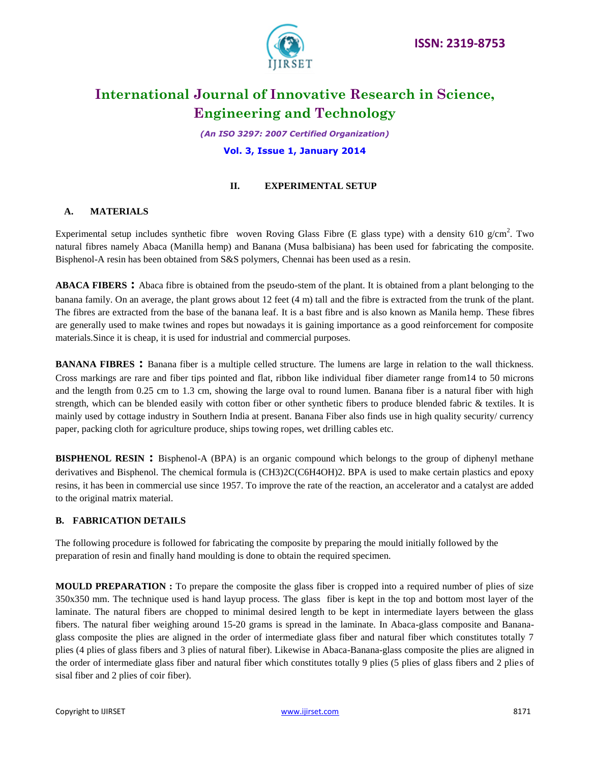## II. EXPERIMENTAL SETUP

### A. MATERIALS

Experimental setup includes synthetic fibre woven Roving Glass Fibre (E glass type) with a density 610 g/cm$^2$. Two natural fibres namely Abaca (Manilla hemp) and Banana (Musa balbisiana) has been used for fabricating the composite. Bisphenol-A resin has been obtained from S&S polymers, Chennai has been used as a resin.

**ABACA FIBERS：** Abaca fibre is obtained from the pseudo-stem of the plant. It is obtained from a plant belonging to the banana family. On an average, the plant grows about 12 feet (4 m) tall and the fibre is extracted from the trunk of the plant. The fibres are extracted from the base of the banana leaf. It is a bast fibre and is also known as Manila hemp. These fibres are generally used to make twines and ropes but nowadays it is gaining importance as a good reinforcement for composite materials.Since it is cheap, it is used for industrial and commercial purposes.

**BANANA FIBRES：** Banana fiber is a multiple celled structure. The lumens are large in relation to the wall thickness. Cross markings are rare and fiber tips pointed and flat, ribbon like individual fiber diameter range from14 to 50 microns and the length from 0.25 cm to 1.3 cm, showing the large oval to round lumen. Banana fiber is a natural fiber with high strength, which can be blended easily with cotton fiber or other synthetic fibers to produce blended fabric & textiles. It is mainly used by cottage industry in Southern India at present. Banana Fiber also finds use in high quality security/ currency paper, packing cloth for agriculture produce, ships towing ropes, wet drilling cables etc.

**BISPHENOL RESIN：** Bisphenol-A (BPA) is an organic compound which belongs to the group of diphenyl methane derivatives and Bisphenol. The chemical formula is $(CH_3)_2C(C_6H_4OH)_2$. BPA is used to make certain plastics and epoxy resins, it has been in commercial use since 1957. To improve the rate of the reaction, an accelerator and a catalyst are added to the original matrix material.

### B. FABRICATION DETAILS

The following procedure is followed for fabricating the composite by preparing the mould initially followed by the preparation of resin and finally hand moulding is done to obtain the required specimen.

**MOULD PREPARATION :** To prepare the composite the glass fiber is cropped into a required number of plies of size 350x350 mm. The technique used is hand layup process. The glass fiber is kept in the top and bottom most layer of the laminate. The natural fibers are chopped to minimal desired length to be kept in intermediate layers between the glass fibers. The natural fiber weighing around 15-20 grams is spread in the laminate. In Abaca-glass composite and Banana-glass composite the plies are aligned in the order of intermediate glass fiber and natural fiber which constitutes totally 7 plies (4 plies of glass fibers and 3 plies of natural fiber). Likewise in Abaca-Banana-glass composite the plies are aligned in the order of intermediate glass fiber and natural fiber which constitutes totally 9 plies (5 plies of glass fibers and 2 plies of sisal fiber and 2 plies of coir fiber).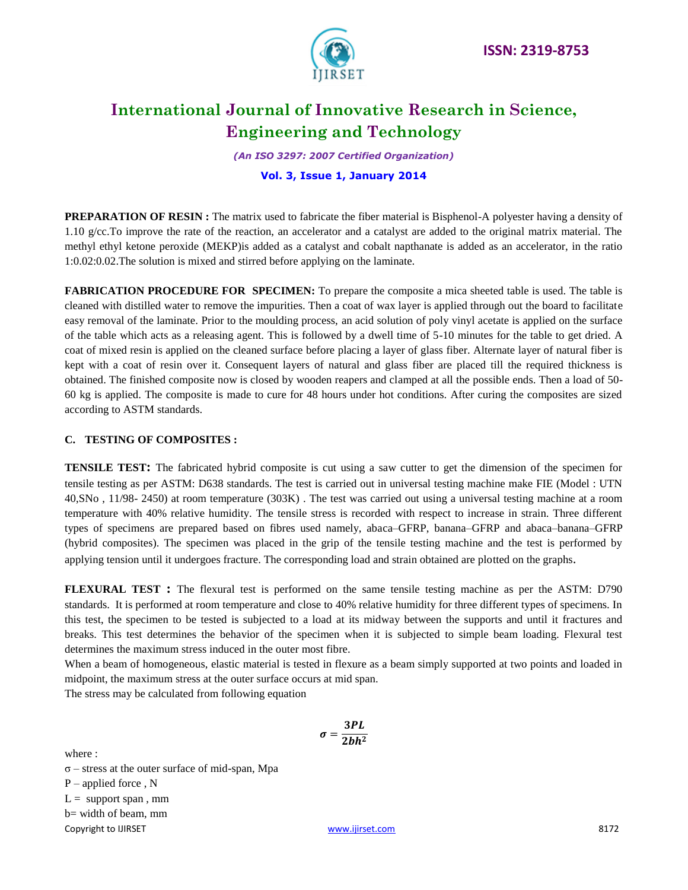**PREPARATION OF RESIN :** The matrix used to fabricate the fiber material is Bisphenol-A polyester having a density of 1.10 g/cc.To improve the rate of the reaction, an accelerator and a catalyst are added to the original matrix material. The methyl ethyl ketone peroxide (MEKP)is added as a catalyst and cobalt napthanate is added as an accelerator, in the ratio 1:0.02:0.02.The solution is mixed and stirred before applying on the laminate.

**FABRICATION PROCEDURE FOR SPECIMEN:** To prepare the composite a mica sheeted table is used. The table is cleaned with distilled water to remove the impurities. Then a coat of wax layer is applied through out the board to facilitate easy removal of the laminate. Prior to the moulding process, an acid solution of poly vinyl acetate is applied on the surface of the table which acts as a releasing agent. This is followed by a dwell time of 5-10 minutes for the table to get dried. A coat of mixed resin is applied on the cleaned surface before placing a layer of glass fiber. Alternate layer of natural fiber is kept with a coat of resin over it. Consequent layers of natural and glass fiber are placed till the required thickness is obtained. The finished composite now is closed by wooden reapers and clamped at all the possible ends. Then a load of 50-60 kg is applied. The composite is made to cure for 48 hours under hot conditions. After curing the composites are sized according to ASTM standards.

### C. TESTING OF COMPOSITES :

**TENSILE TEST:** The fabricated hybrid composite is cut using a saw cutter to get the dimension of the specimen for tensile testing as per ASTM: D638 standards. The test is carried out in universal testing machine make FIE (Model : UTN 40,SNo , 11/98- 2450) at room temperature (303K) . The test was carried out using a universal testing machine at a room temperature with 40% relative humidity. The tensile stress is recorded with respect to increase in strain. Three different types of specimens are prepared based on fibres used namely, abaca–GFRP, banana–GFRP and abaca–banana–GFRP (hybrid composites). The specimen was placed in the grip of the tensile testing machine and the test is performed by applying tension until it undergoes fracture. The corresponding load and strain obtained are plotted on the graphs.

**FLEXURAL TEST :** The flexural test is performed on the same tensile testing machine as per the ASTM: D790 standards. It is performed at room temperature and close to 40% relative humidity for three different types of specimens. In this test, the specimen to be tested is subjected to a load at its midway between the supports and until it fractures and breaks. This test determines the behavior of the specimen when it is subjected to simple beam loading. Flexural test determines the maximum stress induced in the outer most fibre.

When a beam of homogeneous, elastic material is tested in flexure as a beam simply supported at two points and loaded in midpoint, the maximum stress at the outer surface occurs at mid span.

The stress may be calculated from following equation

$$\sigma = \frac{3PL}{2bh^2}$$

where :

$\sigma$ – stress at the outer surface of mid-span, Mpa

$P$ – applied force , N

$L$ = support span , mm

$b$= width of beam, mm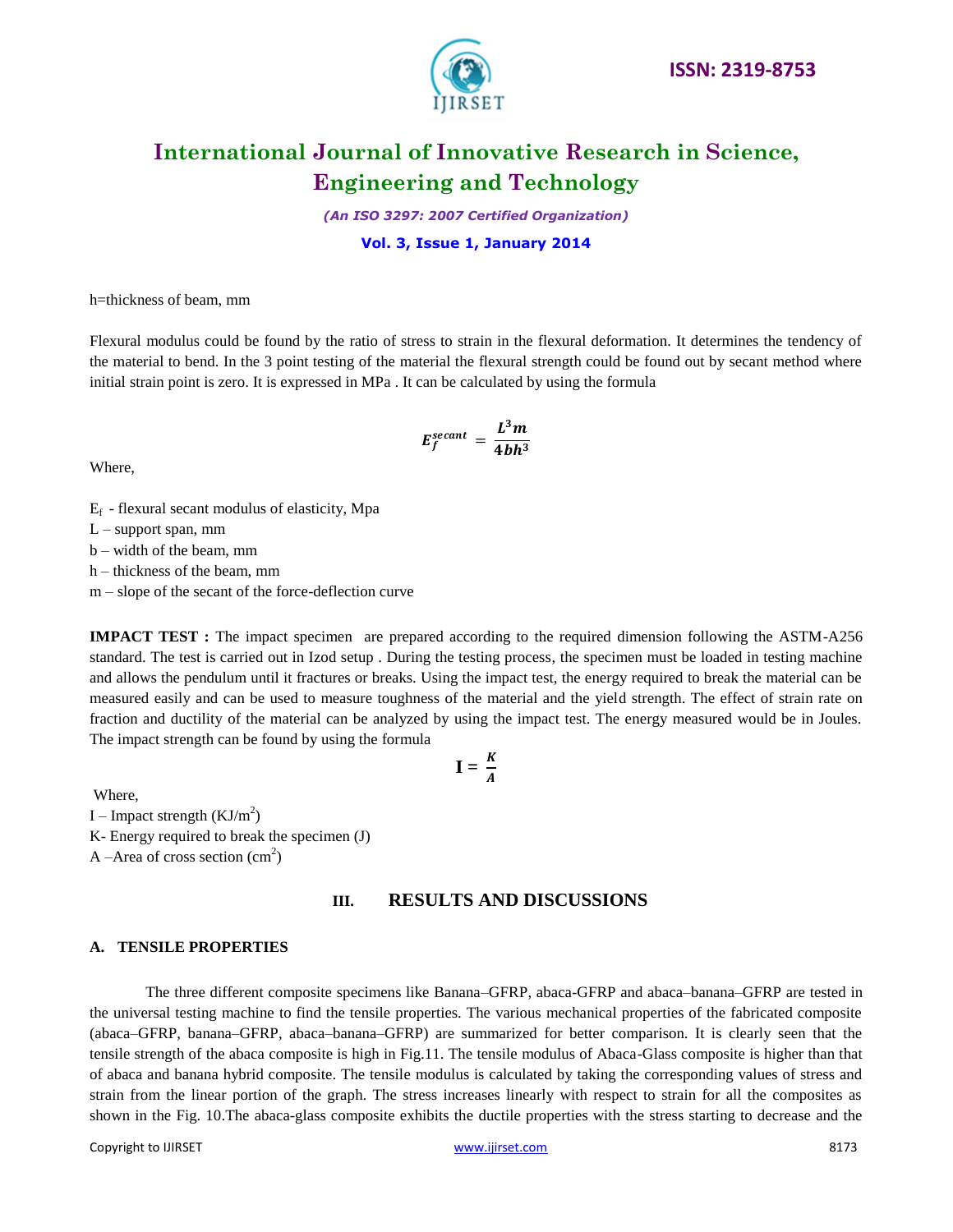h=thickness of beam, mm

Flexural modulus could be found by the ratio of stress to strain in the flexural deformation. It determines the tendency of the material to bend. In the 3 point testing of the material the flexural strength could be found out by secant method where initial strain point is zero. It is expressed in MPa . It can be calculated by using the formula

$$E_f^{secant} = \frac{L^3 m}{4bh^3}$$

Where,

$E_f$ - flexural secant modulus of elasticity, Mpa
L – support span, mm
b – width of the beam, mm
h – thickness of the beam, mm
m – slope of the secant of the force-deflection curve

**IMPACT TEST :** The impact specimen are prepared according to the required dimension following the ASTM-A256 standard. The test is carried out in Izod setup . During the testing process, the specimen must be loaded in testing machine and allows the pendulum until it fractures or breaks. Using the impact test, the energy required to break the material can be measured easily and can be used to measure toughness of the material and the yield strength. The effect of strain rate on fraction and ductility of the material can be analyzed by using the impact test. The energy measured would be in Joules. The impact strength can be found by using the formula

$$I = \frac{K}{A}$$

Where,
I – Impact strength ($KJ/m^2$)
K- Energy required to break the specimen (J)
A –Area of cross section ($cm^2$)

## III. RESULTS AND DISCUSSIONS

### A. TENSILE PROPERTIES

The three different composite specimens like Banana–GFRP, abaca-GFRP and abaca–banana–GFRP are tested in the universal testing machine to find the tensile properties. The various mechanical properties of the fabricated composite (abaca–GFRP, banana–GFRP, abaca–banana–GFRP) are summarized for better comparison. It is clearly seen that the tensile strength of the abaca composite is high in Fig.11. The tensile modulus of Abaca-Glass composite is higher than that of abaca and banana hybrid composite. The tensile modulus is calculated by taking the corresponding values of stress and strain from the linear portion of the graph. The stress increases linearly with respect to strain for all the composites as shown in the Fig. 10.The abaca-glass composite exhibits the ductile properties with the stress starting to decrease and the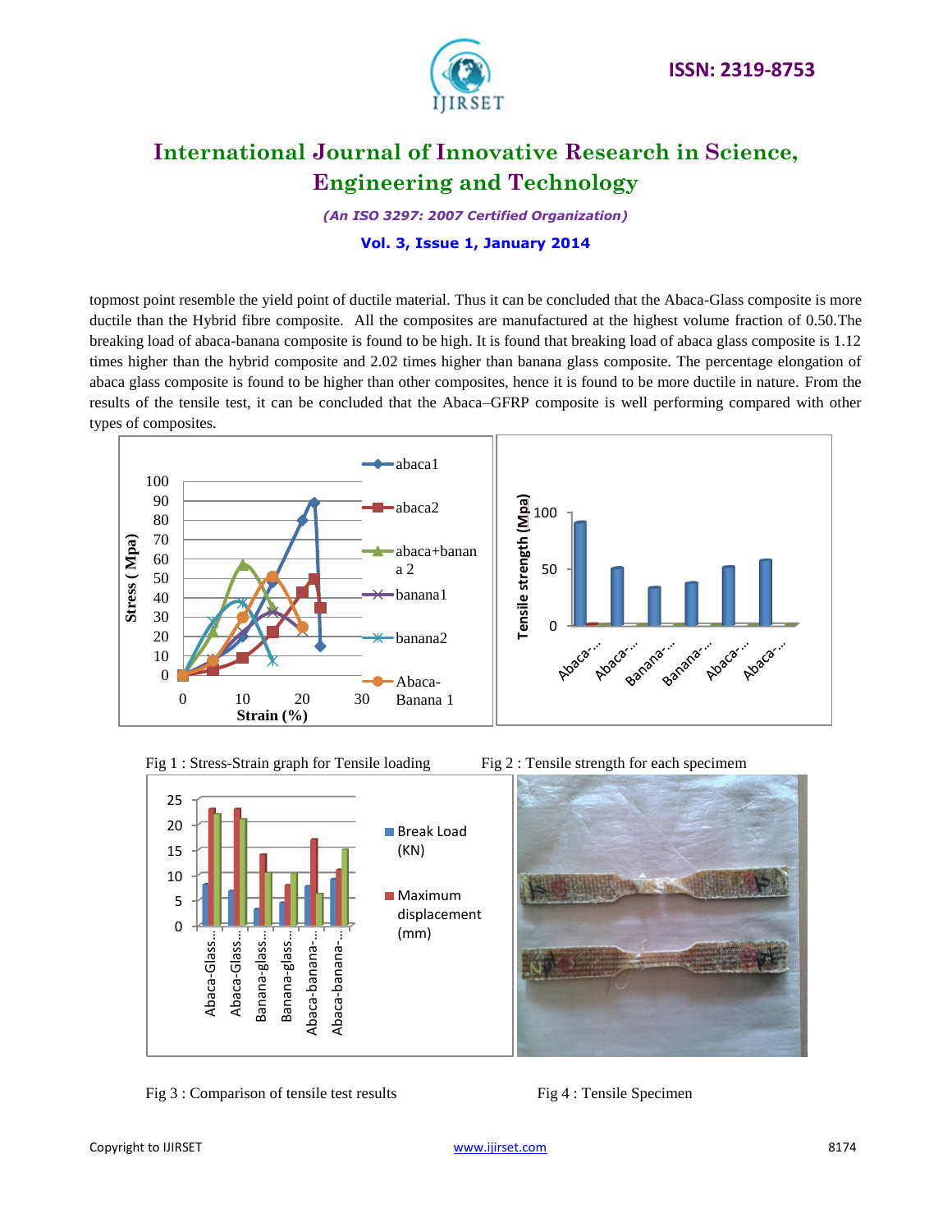topmost point resemble the yield point of ductile material. Thus it can be concluded that the Abaca-Glass composite is more ductile than the Hybrid fibre composite. All the composites are manufactured at the highest volume fraction of 0.50.The breaking load of abaca-banana composite is found to be high. It is found that breaking load of abaca glass composite is 1.12 times higher than the hybrid composite and 2.02 times higher than banana glass composite. The percentage elongation of abaca glass composite is found to be higher than other composites, hence it is found to be more ductile in nature. From the results of the tensile test, it can be concluded that the Abaca–GFRP composite is well performing compared with other types of composites.

Fig 1 : Stress-Strain graph for Tensile loading

Fig 2 : Tensile strength for each specimem

Fig 3 : Comparison of tensile test results

Fig 4 : Tensile Specimen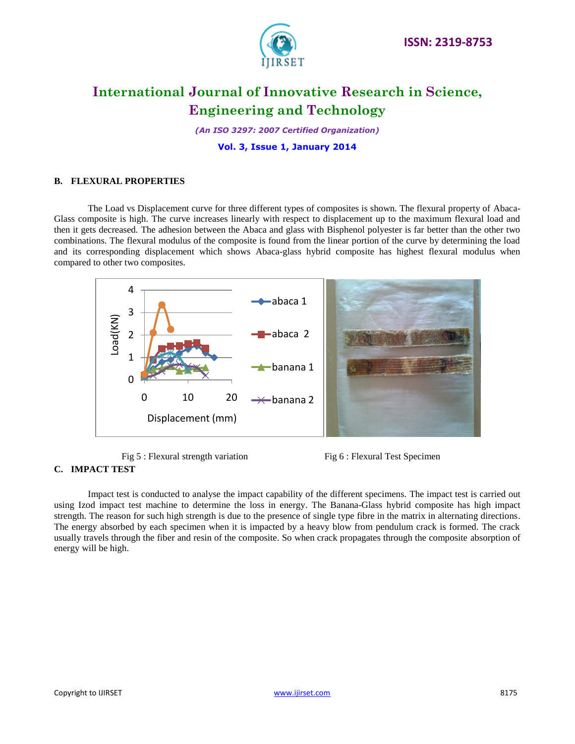### B. FLEXURAL PROPERTIES

The Load vs Displacement curve for three different types of composites is shown. The flexural property of Abaca-Glass composite is high. The curve increases linearly with respect to displacement up to the maximum flexural load and then it gets decreased. The adhesion between the Abaca and glass with Bisphenol polyester is far better than the other two combinations. The flexural modulus of the composite is found from the linear portion of the curve by determining the load and its corresponding displacement which shows Abaca-glass hybrid composite has highest flexural modulus when compared to other two composites.

Fig 5 : Flexural strength variation

Fig 6 : Flexural Test Specimen

### C. IMPACT TEST

Impact test is conducted to analyse the impact capability of the different specimens. The impact test is carried out using Izod impact test machine to determine the loss in energy. The Banana-Glass hybrid composite has high impact strength. The reason for such high strength is due to the presence of single type fibre in the matrix in alternating directions. The energy absorbed by each specimen when it is impacted by a heavy blow from pendulum crack is formed. The crack usually travels through the fiber and resin of the composite. So when crack propagates through the composite absorption of energy will be high.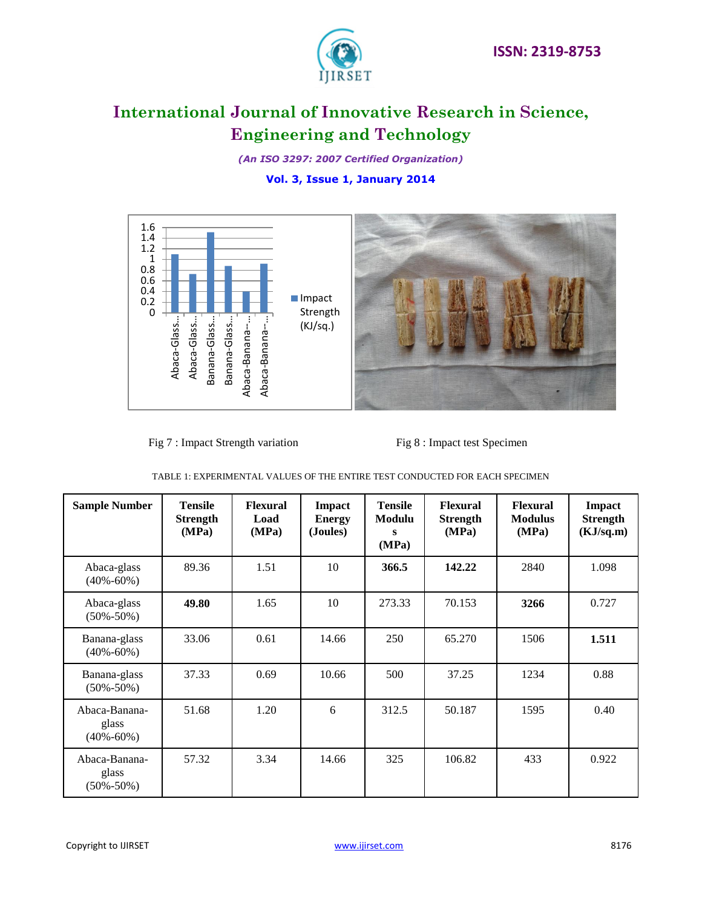Fig 7 : Impact Strength variation

Fig 8 : Impact test Specimen

TABLE 1: EXPERIMENTAL VALUES OF THE ENTIRE TEST CONDUCTED FOR EACH SPECIMEN

| Sample Number | Tensile Strength (MPa) | Flexural Load (MPa) | Impact Energy (Joules) | Tensile Modulus (MPa) | Flexural Strength (MPa) | Flexural Modulus (MPa) | Impact Strength (KJ/sq.m) |
|---|---|---|---|---|---|---|---|
| Abaca-glass (40%-60%) | 89.36 | 1.51 | 10 | **366.5** | **142.22** | 2840 | 1.098 |
| Abaca-glass (50%-50%) | **49.80** | 1.65 | 10 | 273.33 | 70.153 | **3266** | 0.727 |
| Banana-glass (40%-60%) | 33.06 | 0.61 | 14.66 | 250 | 65.270 | 1506 | **1.511** |
| Banana-glass (50%-50%) | 37.33 | 0.69 | 10.66 | 500 | 37.25 | 1234 | 0.88 |
| Abaca-Banana-glass (40%-60%) | 51.68 | 1.20 | 6 | 312.5 | 50.187 | 1595 | 0.40 |
| Abaca-Banana-glass (50%-50%) | 57.32 | 3.34 | 14.66 | 325 | 106.82 | 433 | 0.922 |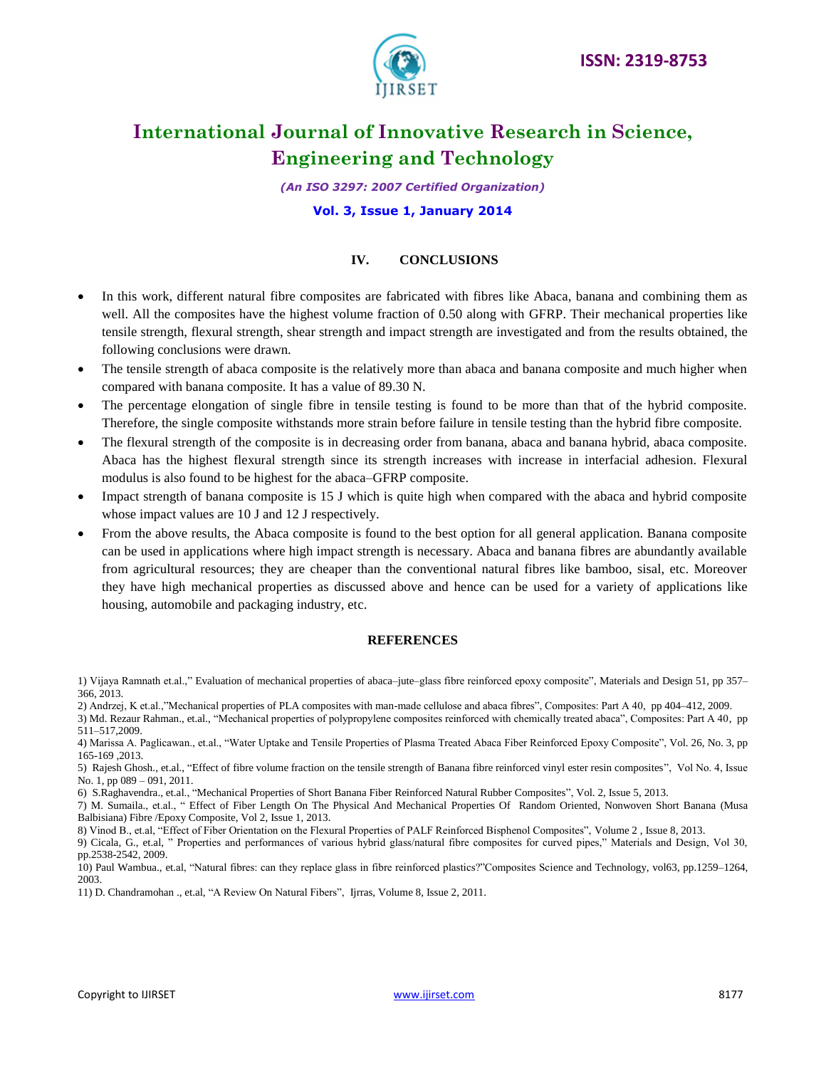## IV. CONCLUSIONS

- In this work, different natural fibre composites are fabricated with fibres like Abaca, banana and combining them as well. All the composites have the highest volume fraction of 0.50 along with GFRP. Their mechanical properties like tensile strength, flexural strength, shear strength and impact strength are investigated and from the results obtained, the following conclusions were drawn.
- The tensile strength of abaca composite is the relatively more than abaca and banana composite and much higher when compared with banana composite. It has a value of 89.30 N.
- The percentage elongation of single fibre in tensile testing is found to be more than that of the hybrid composite. Therefore, the single composite withstands more strain before failure in tensile testing than the hybrid fibre composite.
- The flexural strength of the composite is in decreasing order from banana, abaca and banana hybrid, abaca composite. Abaca has the highest flexural strength since its strength increases with increase in interfacial adhesion. Flexural modulus is also found to be highest for the abaca–GFRP composite.
- Impact strength of banana composite is 15 J which is quite high when compared with the abaca and hybrid composite whose impact values are 10 J and 12 J respectively.
- From the above results, the Abaca composite is found to the best option for all general application. Banana composite can be used in applications where high impact strength is necessary. Abaca and banana fibres are abundantly available from agricultural resources; they are cheaper than the conventional natural fibres like bamboo, sisal, etc. Moreover they have high mechanical properties as discussed above and hence can be used for a variety of applications like housing, automobile and packaging industry, etc.

## REFERENCES

1) Vijaya Ramnath et.al.," Evaluation of mechanical properties of abaca–jute–glass fibre reinforced epoxy composite", Materials and Design 51, pp 357–366, 2013.

2) Andrzej, K et.al.,"Mechanical properties of PLA composites with man-made cellulose and abaca fibres", Composites: Part A 40, pp 404–412, 2009.

3) Md. Rezaur Rahman., et.al., "Mechanical properties of polypropylene composites reinforced with chemically treated abaca", Composites: Part A 40, pp 511–517,2009.

4) Marissa A. Paglicawan., et.al., "Water Uptake and Tensile Properties of Plasma Treated Abaca Fiber Reinforced Epoxy Composite", Vol. 26, No. 3, pp 165-169 ,2013.

5) Rajesh Ghosh., et.al., "Effect of fibre volume fraction on the tensile strength of Banana fibre reinforced vinyl ester resin composites", Vol No. 4, Issue No. 1, pp 089 – 091, 2011.

6) S.Raghavendra., et.al., "Mechanical Properties of Short Banana Fiber Reinforced Natural Rubber Composites", Vol. 2, Issue 5, 2013.

7) M. Sumaila., et.al., " Effect of Fiber Length On The Physical And Mechanical Properties Of Random Oriented, Nonwoven Short Banana (Musa Balbisiana) Fibre /Epoxy Composite, Vol 2, Issue 1, 2013.

8) Vinod B., et.al, "Effect of Fiber Orientation on the Flexural Properties of PALF Reinforced Bisphenol Composites", Volume 2 , Issue 8, 2013.

9) Cicala, G., et.al, " Properties and performances of various hybrid glass/natural fibre composites for curved pipes," Materials and Design, Vol 30, pp.2538-2542, 2009.

10) Paul Wambua., et.al, "Natural fibres: can they replace glass in fibre reinforced plastics?"Composites Science and Technology, vol63, pp.1259–1264, 2003.

11) D. Chandramohan ., et.al, "A Review On Natural Fibers", Ijrras, Volume 8, Issue 2, 2011.